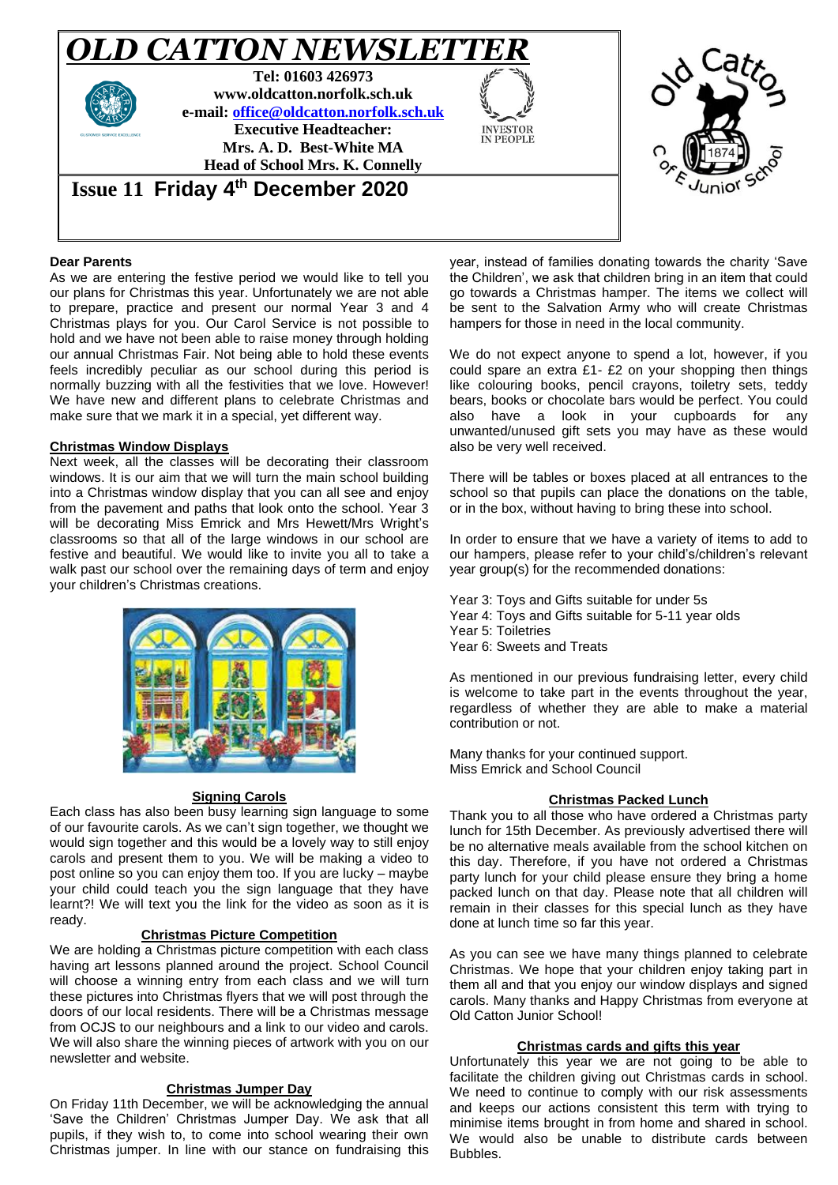# OLD CATTON NEWSLETTER

**Tel: 01603 426973**
**www.oldcatton.norfolk.sch.uk**
**e-mail: office@oldcatton.norfolk.sch.uk**
**Executive Headteacher:**
**Mrs. A. D. Best-White MA**
**Head of School Mrs. K. Connelly**

## Issue 11 Friday 4th December 2020

**Dear Parents**

As we are entering the festive period we would like to tell you our plans for Christmas this year. Unfortunately we are not able to prepare, practice and present our normal Year 3 and 4 Christmas plays for you. Our Carol Service is not possible to hold and we have not been able to raise money through holding our annual Christmas Fair. Not being able to hold these events feels incredibly peculiar as our school during this period is normally buzzing with all the festivities that we love. However! We have new and different plans to celebrate Christmas and make sure that we mark it in a special, yet different way.

### Christmas Window Displays

Next week, all the classes will be decorating their classroom windows. It is our aim that we will turn the main school building into a Christmas window display that you can all see and enjoy from the pavement and paths that look onto the school. Year 3 will be decorating Miss Emrick and Mrs Hewett/Mrs Wright's classrooms so that all of the large windows in our school are festive and beautiful. We would like to invite you all to take a walk past our school over the remaining days of term and enjoy your children's Christmas creations.

### Signing Carols

Each class has also been busy learning sign language to some of our favourite carols. As we can't sign together, we thought we would sign together and this would be a lovely way to still enjoy carols and present them to you. We will be making a video to post online so you can enjoy them too. If you are lucky – maybe your child could teach you the sign language that they have learnt?! We will text you the link for the video as soon as it is ready.

### Christmas Picture Competition

We are holding a Christmas picture competition with each class having art lessons planned around the project. School Council will choose a winning entry from each class and we will turn these pictures into Christmas flyers that we will post through the doors of our local residents. There will be a Christmas message from OCJS to our neighbours and a link to our video and carols. We will also share the winning pieces of artwork with you on our newsletter and website.

### Christmas Jumper Day

On Friday 11th December, we will be acknowledging the annual 'Save the Children' Christmas Jumper Day. We ask that all pupils, if they wish to, to come into school wearing their own Christmas jumper. In line with our stance on fundraising this year, instead of families donating towards the charity 'Save the Children', we ask that children bring in an item that could go towards a Christmas hamper. The items we collect will be sent to the Salvation Army who will create Christmas hampers for those in need in the local community.

We do not expect anyone to spend a lot, however, if you could spare an extra £1- £2 on your shopping then things like colouring books, pencil crayons, toiletry sets, teddy bears, books or chocolate bars would be perfect. You could also have a look in your cupboards for any unwanted/unused gift sets you may have as these would also be very well received.

There will be tables or boxes placed at all entrances to the school so that pupils can place the donations on the table, or in the box, without having to bring these into school.

In order to ensure that we have a variety of items to add to our hampers, please refer to your child's/children's relevant year group(s) for the recommended donations:

Year 3: Toys and Gifts suitable for under 5s
Year 4: Toys and Gifts suitable for 5-11 year olds
Year 5: Toiletries
Year 6: Sweets and Treats

As mentioned in our previous fundraising letter, every child is welcome to take part in the events throughout the year, regardless of whether they are able to make a material contribution or not.

Many thanks for your continued support.
Miss Emrick and School Council

### Christmas Packed Lunch

Thank you to all those who have ordered a Christmas party lunch for 15th December. As previously advertised there will be no alternative meals available from the school kitchen on this day. Therefore, if you have not ordered a Christmas party lunch for your child please ensure they bring a home packed lunch on that day. Please note that all children will remain in their classes for this special lunch as they have done at lunch time so far this year.

As you can see we have many things planned to celebrate Christmas. We hope that your children enjoy taking part in them all and that you enjoy our window displays and signed carols. Many thanks and Happy Christmas from everyone at Old Catton Junior School!

### Christmas cards and gifts this year

Unfortunately this year we are not going to be able to facilitate the children giving out Christmas cards in school. We need to continue to comply with our risk assessments and keeps our actions consistent this term with trying to minimise items brought in from home and shared in school. We would also be unable to distribute cards between Bubbles.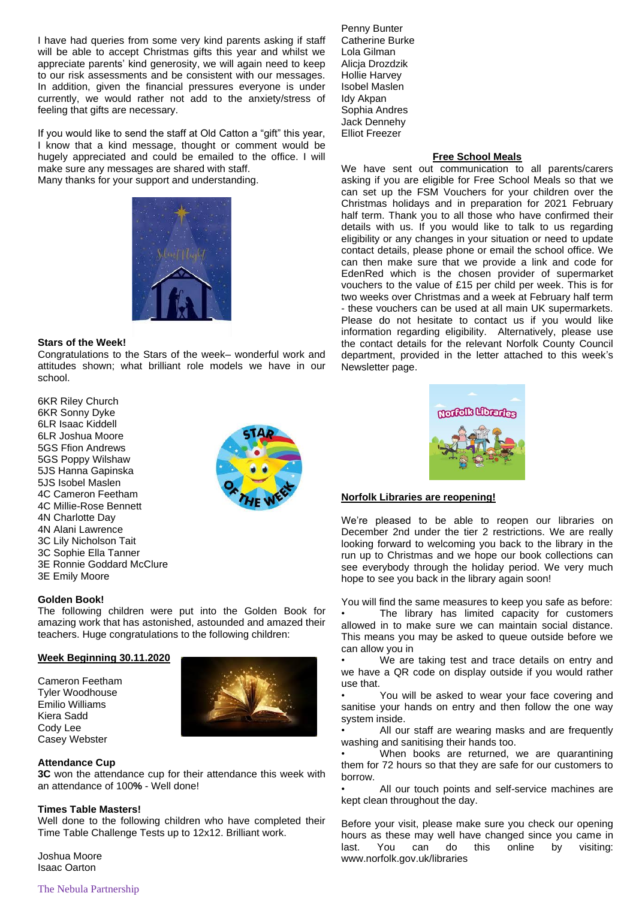I have had queries from some very kind parents asking if staff will be able to accept Christmas gifts this year and whilst we appreciate parents' kind generosity, we will again need to keep to our risk assessments and be consistent with our messages. In addition, given the financial pressures everyone is under currently, we would rather not add to the anxiety/stress of feeling that gifts are necessary.

If you would like to send the staff at Old Catton a "gift" this year, I know that a kind message, thought or comment would be hugely appreciated and could be emailed to the office. I will make sure any messages are shared with staff.
Many thanks for your support and understanding.

**Stars of the Week!**
Congratulations to the Stars of the week– wonderful work and attitudes shown; what brilliant role models we have in our school.

6KR Riley Church
6KR Sonny Dyke
6LR Isaac Kiddell
6LR Joshua Moore
5GS Ffion Andrews
5GS Poppy Wilshaw
5JS Hanna Gapinska
5JS Isobel Maslen
4C Cameron Feetham
4C Millie-Rose Bennett
4N Charlotte Day
4N Alani Lawrence
3C Lily Nicholson Tait
3C Sophie Ella Tanner
3E Ronnie Goddard McClure
3E Emily Moore

**Golden Book!**
The following children were put into the Golden Book for amazing work that has astonished, astounded and amazed their teachers. Huge congratulations to the following children:

**Week Beginning 30.11.2020**

Cameron Feetham
Tyler Woodhouse
Emilio Williams
Kiera Sadd
Cody Lee
Casey Webster

**Attendance Cup**
**3C** won the attendance cup for their attendance this week with an attendance of 100**%** - Well done!

**Times Table Masters!**
Well done to the following children who have completed their Time Table Challenge Tests up to 12x12. Brilliant work.

Joshua Moore
Isaac Oarton
Penny Bunter
Catherine Burke
Lola Gilman
Alicja Drozdzik
Hollie Harvey
Isobel Maslen
Idy Akpan
Sophia Andres
Jack Dennehy
Elliot Freezer

**Free School Meals**
We have sent out communication to all parents/carers asking if you are eligible for Free School Meals so that we can set up the FSM Vouchers for your children over the Christmas holidays and in preparation for 2021 February half term. Thank you to all those who have confirmed their details with us. If you would like to talk to us regarding eligibility or any changes in your situation or need to update contact details, please phone or email the school office. We can then make sure that we provide a link and code for EdenRed which is the chosen provider of supermarket vouchers to the value of £15 per child per week. This is for two weeks over Christmas and a week at February half term - these vouchers can be used at all main UK supermarkets. Please do not hesitate to contact us if you would like information regarding eligibility. Alternatively, please use the contact details for the relevant Norfolk County Council department, provided in the letter attached to this week's Newsletter page.

**Norfolk Libraries are reopening!**

We're pleased to be able to reopen our libraries on December 2nd under the tier 2 restrictions. We are really looking forward to welcoming you back to the library in the run up to Christmas and we hope our book collections can see everybody through the holiday period. We very much hope to see you back in the library again soon!

You will find the same measures to keep you safe as before:

- The library has limited capacity for customers allowed in to make sure we can maintain social distance. This means you may be asked to queue outside before we can allow you in
- We are taking test and trace details on entry and we have a QR code on display outside if you would rather use that.
- You will be asked to wear your face covering and sanitise your hands on entry and then follow the one way system inside.
- All our staff are wearing masks and are frequently washing and sanitising their hands too.
- When books are returned, we are quarantining them for 72 hours so that they are safe for our customers to borrow.
- All our touch points and self-service machines are kept clean throughout the day.

Before your visit, please make sure you check our opening hours as these may well have changed since you came in last. You can do this online by visiting: www.norfolk.gov.uk/libraries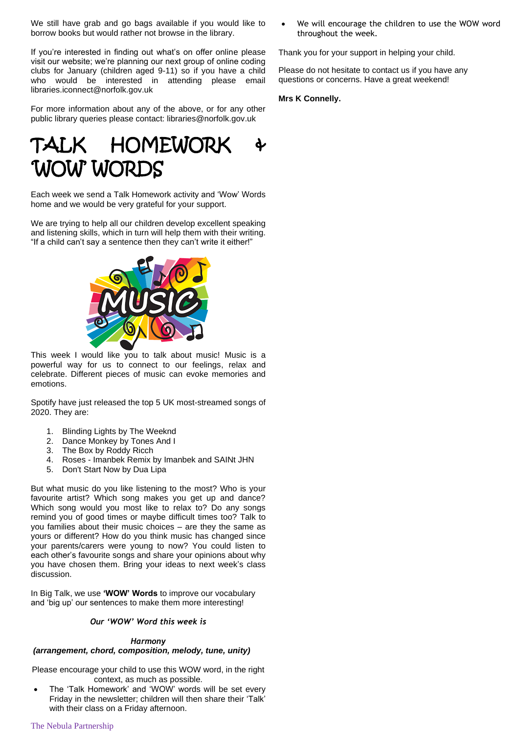We still have grab and go bags available if you would like to borrow books but would rather not browse in the library.

If you're interested in finding out what's on offer online please visit our website; we're planning our next group of online coding clubs for January (children aged 9-11) so if you have a child who would be interested in attending please email libraries.iconnect@norfolk.gov.uk

For more information about any of the above, or for any other public library queries please contact: libraries@norfolk.gov.uk

# TALK HOMEWORK & WOW WORDS

Each week we send a Talk Homework activity and 'Wow' Words home and we would be very grateful for your support.

We are trying to help all our children develop excellent speaking and listening skills, which in turn will help them with their writing. "If a child can't say a sentence then they can't write it either!"

This week I would like you to talk about music! Music is a powerful way for us to connect to our feelings, relax and celebrate. Different pieces of music can evoke memories and emotions.

Spotify have just released the top 5 UK most-streamed songs of 2020. They are:

1. Blinding Lights by The Weeknd
2. Dance Monkey by Tones And I
3. The Box by Roddy Ricch
4. Roses - Imanbek Remix by Imanbek and SAINt JHN
5. Don't Start Now by Dua Lipa

But what music do you like listening to the most? Who is your favourite artist? Which song makes you get up and dance? Which song would you most like to relax to? Do any songs remind you of good times or maybe difficult times too? Talk to you families about their music choices – are they the same as yours or different? How do you think music has changed since your parents/carers were young to now? You could listen to each other's favourite songs and share your opinions about why you have chosen them. Bring your ideas to next week's class discussion.

In Big Talk, we use **'WOW' Words** to improve our vocabulary and 'big up' our sentences to make them more interesting!

***Our 'WOW' Word this week is***

***Harmony***
***(arrangement, chord, composition, melody, tune, unity)***

Please encourage your child to use this WOW word, in the right context, as much as possible.

- The 'Talk Homework' and 'WOW' words will be set every Friday in the newsletter; children will then share their 'Talk' with their class on a Friday afternoon.
- We will encourage the children to use the WOW word throughout the week.

Thank you for your support in helping your child.

Please do not hesitate to contact us if you have any questions or concerns. Have a great weekend!

**Mrs K Connelly.**